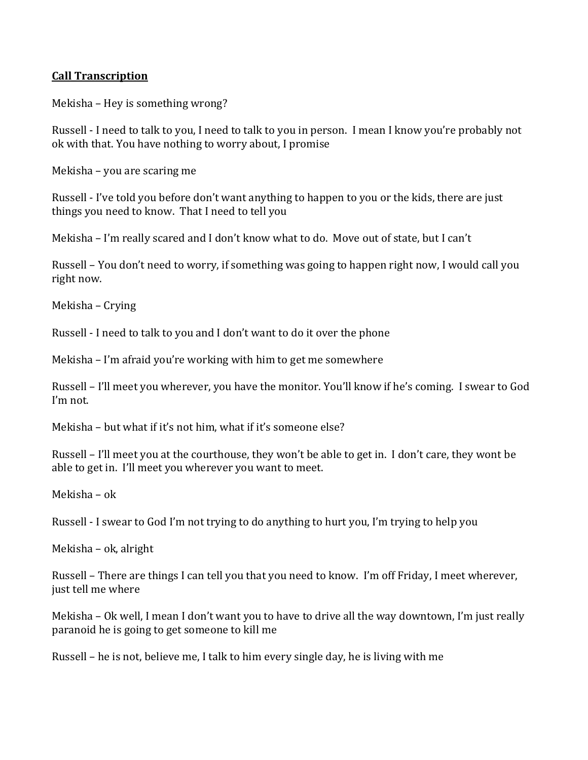**Call Transcription**

Mekisha – Hey is something wrong?

Russell - I need to talk to you, I need to talk to you in person. I mean I know you're probably not ok with that. You have nothing to worry about, I promise

Mekisha – you are scaring me

Russell - I've told you before don't want anything to happen to you or the kids, there are just things you need to know. That I need to tell you

Mekisha – I'm really scared and I don't know what to do. Move out of state, but I can't

Russell – You don't need to worry, if something was going to happen right now, I would call you right now.

Mekisha – Crying

Russell - I need to talk to you and I don't want to do it over the phone

Mekisha – I'm afraid you're working with him to get me somewhere

Russell – I'll meet you wherever, you have the monitor. You'll know if he's coming. I swear to God I'm not.

Mekisha – but what if it's not him, what if it's someone else?

Russell – I'll meet you at the courthouse, they won't be able to get in. I don't care, they wont be able to get in. I'll meet you wherever you want to meet.

Mekisha – ok

Russell - I swear to God I'm not trying to do anything to hurt you, I'm trying to help you

Mekisha – ok, alright

Russell – There are things I can tell you that you need to know. I'm off Friday, I meet wherever, just tell me where

Mekisha – Ok well, I mean I don't want you to have to drive all the way downtown, I'm just really paranoid he is going to get someone to kill me

Russell – he is not, believe me, I talk to him every single day, he is living with me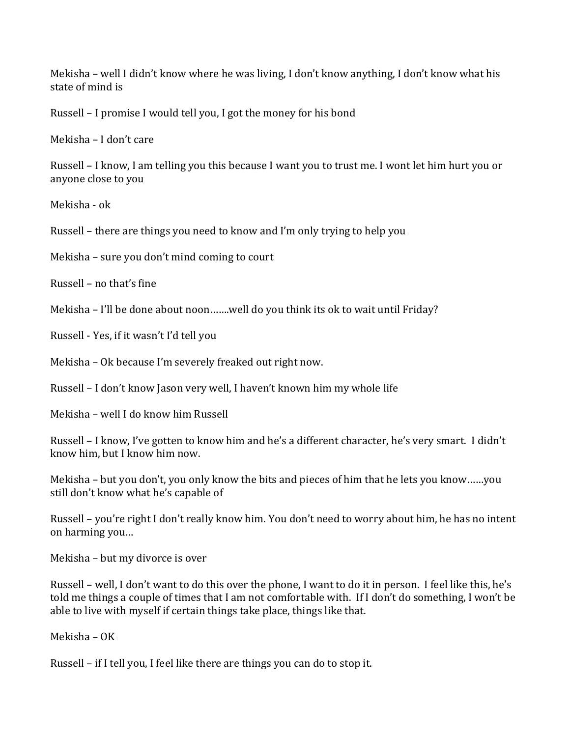Mekisha – well I didn't know where he was living, I don't know anything, I don't know what his state of mind is

Russell – I promise I would tell you, I got the money for his bond

Mekisha – I don't care

Russell – I know, I am telling you this because I want you to trust me. I wont let him hurt you or anyone close to you

Mekisha - ok

Russell – there are things you need to know and I'm only trying to help you

Mekisha – sure you don't mind coming to court

Russell – no that's fine

Mekisha – I'll be done about noon…….well do you think its ok to wait until Friday?

Russell - Yes, if it wasn't I'd tell you

Mekisha – Ok because I'm severely freaked out right now.

Russell – I don't know Jason very well, I haven't known him my whole life

Mekisha – well I do know him Russell

Russell – I know, I've gotten to know him and he's a different character, he's very smart. I didn't know him, but I know him now.

Mekisha – but you don't, you only know the bits and pieces of him that he lets you know……you still don't know what he's capable of

Russell – you're right I don't really know him. You don't need to worry about him, he has no intent on harming you…

Mekisha – but my divorce is over

Russell – well, I don't want to do this over the phone, I want to do it in person. I feel like this, he's told me things a couple of times that I am not comfortable with. If I don't do something, I won't be able to live with myself if certain things take place, things like that.

Mekisha – OK

Russell – if I tell you, I feel like there are things you can do to stop it.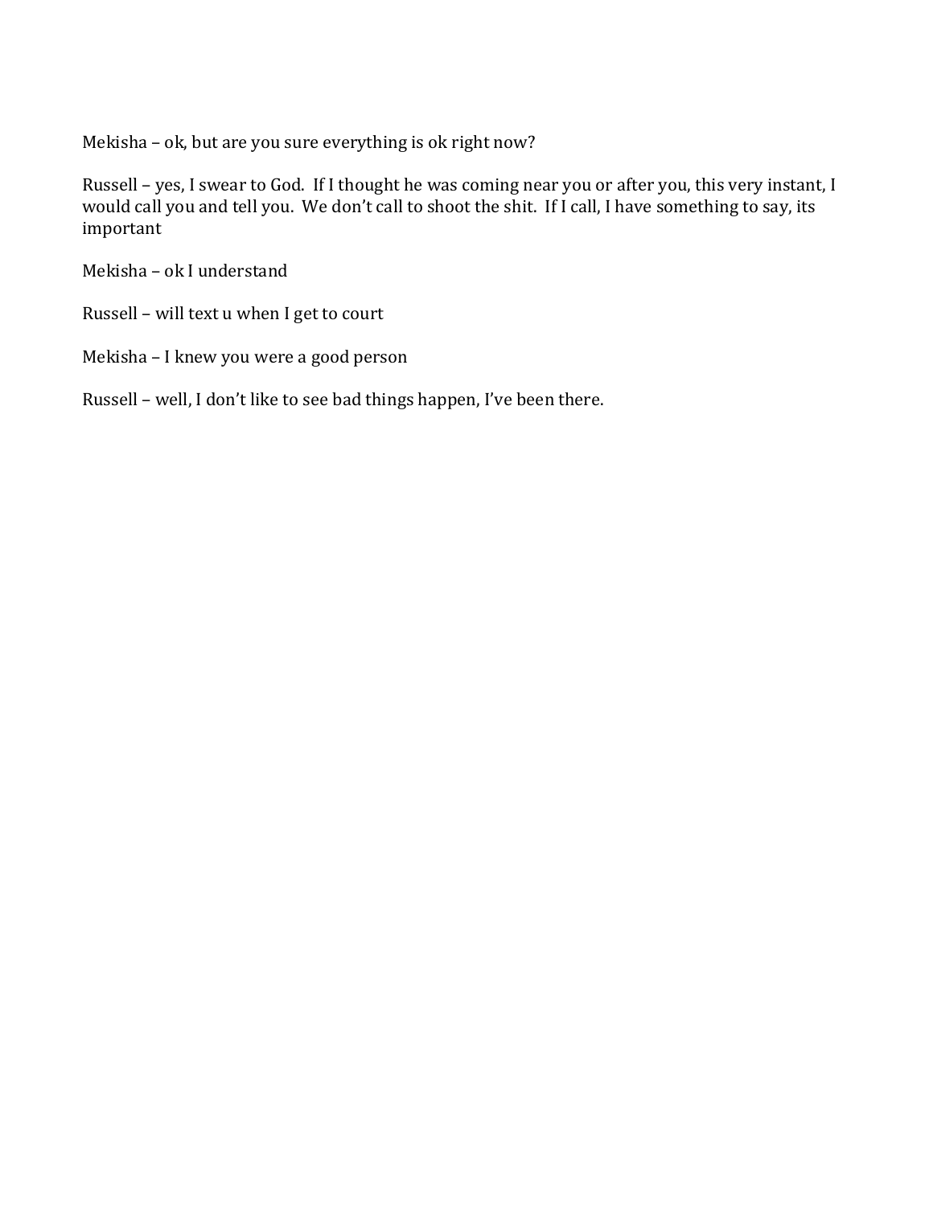Mekisha – ok, but are you sure everything is ok right now?

Russell – yes, I swear to God. If I thought he was coming near you or after you, this very instant, I would call you and tell you. We don't call to shoot the shit. If I call, I have something to say, its important

Mekisha – ok I understand

Russell – will text u when I get to court

Mekisha – I knew you were a good person

Russell – well, I don't like to see bad things happen, I've been there.